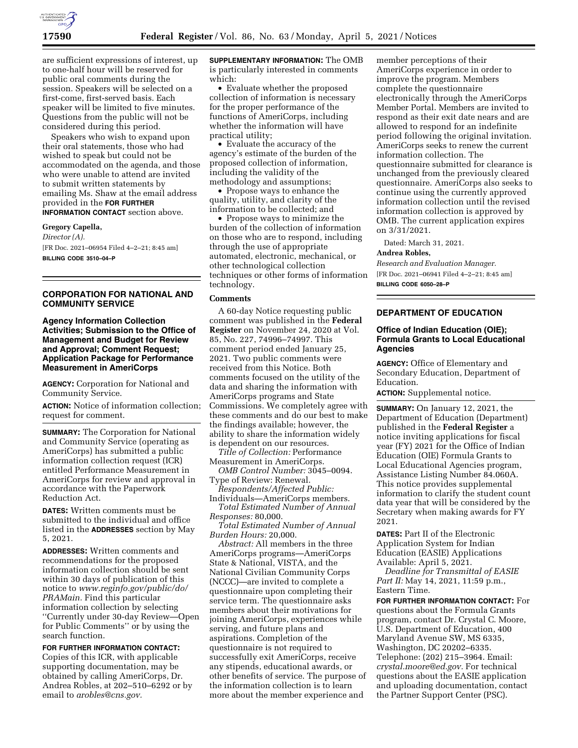are sufficient expressions of interest, up to one-half hour will be reserved for public oral comments during the session. Speakers will be selected on a first-come, first-served basis. Each speaker will be limited to five minutes. Questions from the public will not be considered during this period.

Speakers who wish to expand upon their oral statements, those who had wished to speak but could not be accommodated on the agenda, and those who were unable to attend are invited to submit written statements by emailing Ms. Shaw at the email address provided in the **FOR FURTHER INFORMATION CONTACT** section above.

**Gregory Capella,**

*Director (A).*

[FR Doc. 2021–06954 Filed 4–2–21; 8:45 am]

**BILLING CODE 3510–04–P**

## CORPORATION FOR NATIONAL AND COMMUNITY SERVICE

### Agency Information Collection Activities; Submission to the Office of Management and Budget for Review and Approval; Comment Request; Application Package for Performance Measurement in AmeriCorps

**AGENCY:** Corporation for National and Community Service.

**ACTION:** Notice of information collection; request for comment.

**SUMMARY:** The Corporation for National and Community Service (operating as AmeriCorps) has submitted a public information collection request (ICR) entitled Performance Measurement in AmeriCorps for review and approval in accordance with the Paperwork Reduction Act.

**DATES:** Written comments must be submitted to the individual and office listed in the **ADDRESSES** section by May 5, 2021.

**ADDRESSES:** Written comments and recommendations for the proposed information collection should be sent within 30 days of publication of this notice to *www.reginfo.gov/public/do/PRAMain.* Find this particular information collection by selecting ''Currently under 30-day Review—Open for Public Comments'' or by using the search function.

**FOR FURTHER INFORMATION CONTACT:** Copies of this ICR, with applicable supporting documentation, may be obtained by calling AmeriCorps, Dr. Andrea Robles, at 202–510–6292 or by email to *arobles@cns.gov.*

**SUPPLEMENTARY INFORMATION:** The OMB is particularly interested in comments which:

- Evaluate whether the proposed collection of information is necessary for the proper performance of the functions of AmeriCorps, including whether the information will have practical utility;
- Evaluate the accuracy of the agency's estimate of the burden of the proposed collection of information, including the validity of the methodology and assumptions;
- Propose ways to enhance the quality, utility, and clarity of the information to be collected; and
- Propose ways to minimize the burden of the collection of information on those who are to respond, including through the use of appropriate automated, electronic, mechanical, or other technological collection techniques or other forms of information technology.

**Comments**

A 60-day Notice requesting public comment was published in the **Federal Register** on November 24, 2020 at Vol. 85, No. 227, 74996–74997. This comment period ended January 25, 2021. Two public comments were received from this Notice. Both comments focused on the utility of the data and sharing the information with AmeriCorps programs and State Commissions. We completely agree with these comments and do our best to make the findings available; however, the ability to share the information widely is dependent on our resources.

*Title of Collection:* Performance Measurement in AmeriCorps.

*OMB Control Number:* 3045–0094.

Type of Review: Renewal.

*Respondents/Affected Public:* Individuals—AmeriCorps members.

*Total Estimated Number of Annual Responses:* 80,000.

*Total Estimated Number of Annual Burden Hours:* 20,000.

*Abstract:* All members in the three AmeriCorps programs—AmeriCorps State & National, VISTA, and the National Civilian Community Corps (NCCC)—are invited to complete a questionnaire upon completing their service term. The questionnaire asks members about their motivations for joining AmeriCorps, experiences while serving, and future plans and aspirations. Completion of the questionnaire is not required to successfully exit AmeriCorps, receive any stipends, educational awards, or other benefits of service. The purpose of the information collection is to learn more about the member experience and member perceptions of their AmeriCorps experience in order to improve the program. Members complete the questionnaire electronically through the AmeriCorps Member Portal. Members are invited to respond as their exit date nears and are allowed to respond for an indefinite period following the original invitation. AmeriCorps seeks to renew the current information collection. The questionnaire submitted for clearance is unchanged from the previously cleared questionnaire. AmeriCorps also seeks to continue using the currently approved information collection until the revised information collection is approved by OMB. The current application expires on 3/31/2021.

Dated: March 31, 2021.

**Andrea Robles,**

*Research and Evaluation Manager.*

[FR Doc. 2021–06941 Filed 4–2–21; 8:45 am]

**BILLING CODE 6050–28–P**

## DEPARTMENT OF EDUCATION

### Office of Indian Education (OIE); Formula Grants to Local Educational Agencies

**AGENCY:** Office of Elementary and Secondary Education, Department of Education.

**ACTION:** Supplemental notice.

**SUMMARY:** On January 12, 2021, the Department of Education (Department) published in the **Federal Register** a notice inviting applications for fiscal year (FY) 2021 for the Office of Indian Education (OIE) Formula Grants to Local Educational Agencies program, Assistance Listing Number 84.060A. This notice provides supplemental information to clarify the student count data year that will be considered by the Secretary when making awards for FY 2021.

**DATES:** Part II of the Electronic Application System for Indian Education (EASIE) Applications Available: April 5, 2021.

*Deadline for Transmittal of EASIE Part II:* May 14, 2021, 11:59 p.m., Eastern Time.

**FOR FURTHER INFORMATION CONTACT:** For questions about the Formula Grants program, contact Dr. Crystal C. Moore, U.S. Department of Education, 400 Maryland Avenue SW, MS 6335, Washington, DC 20202–6335. Telephone: (202) 215–3964. Email: *crystal.moore@ed.gov.* For technical questions about the EASIE application and uploading documentation, contact the Partner Support Center (PSC).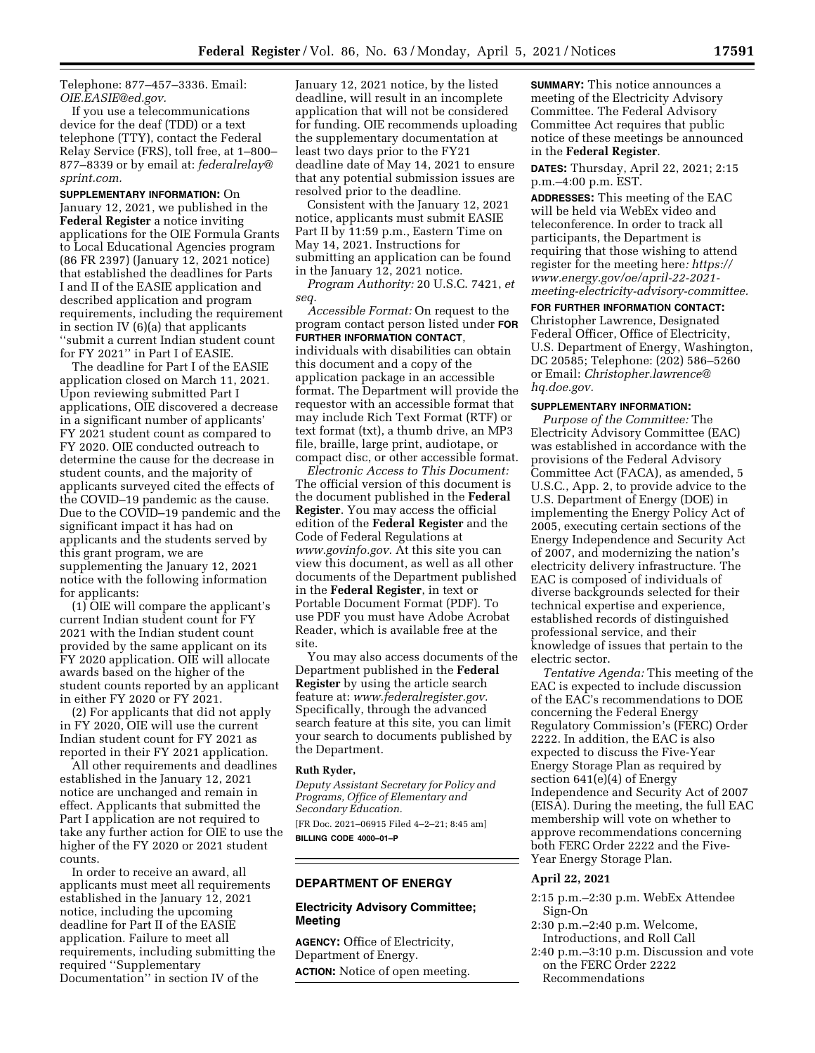Telephone: 877–457–3336. Email: *OIE.EASIE@ed.gov.*

If you use a telecommunications device for the deaf (TDD) or a text telephone (TTY), contact the Federal Relay Service (FRS), toll free, at 1–800–877–8339 or by email at: *federalrelay@sprint.com.*

**SUPPLEMENTARY INFORMATION:** On January 12, 2021, we published in the **Federal Register** a notice inviting applications for the OIE Formula Grants to Local Educational Agencies program (86 FR 2397) (January 12, 2021 notice) that established the deadlines for Parts I and II of the EASIE application and described application and program requirements, including the requirement in section IV (6)(a) that applicants ''submit a current Indian student count for FY 2021'' in Part I of EASIE.

The deadline for Part I of the EASIE application closed on March 11, 2021. Upon reviewing submitted Part I applications, OIE discovered a decrease in a significant number of applicants' FY 2021 student count as compared to FY 2020. OIE conducted outreach to determine the cause for the decrease in student counts, and the majority of applicants surveyed cited the effects of the COVID–19 pandemic as the cause. Due to the COVID–19 pandemic and the significant impact it has had on applicants and the students served by this grant program, we are supplementing the January 12, 2021 notice with the following information for applicants:

(1) OIE will compare the applicant's current Indian student count for FY 2021 with the Indian student count provided by the same applicant on its FY 2020 application. OIE will allocate awards based on the higher of the student counts reported by an applicant in either FY 2020 or FY 2021.

(2) For applicants that did not apply in FY 2020, OIE will use the current Indian student count for FY 2021 as reported in their FY 2021 application.

All other requirements and deadlines established in the January 12, 2021 notice are unchanged and remain in effect. Applicants that submitted the Part I application are not required to take any further action for OIE to use the higher of the FY 2020 or 2021 student counts.

In order to receive an award, all applicants must meet all requirements established in the January 12, 2021 notice, including the upcoming deadline for Part II of the EASIE application. Failure to meet all requirements, including submitting the required ''Supplementary Documentation'' in section IV of the January 12, 2021 notice, by the listed deadline, will result in an incomplete application that will not be considered for funding. OIE recommends uploading the supplementary documentation at least two days prior to the FY21 deadline of May 14, 2021 to ensure that any potential submission issues are resolved prior to the deadline.

Consistent with the January 12, 2021 notice, applicants must submit EASIE Part II by 11:59 p.m., Eastern Time on May 14, 2021. Instructions for submitting an application can be found in the January 12, 2021 notice.

*Program Authority:* 20 U.S.C. 7421, *et seq.*

*Accessible Format:* On request to the program contact person listed under **FOR FURTHER INFORMATION CONTACT**, individuals with disabilities can obtain this document and a copy of the application package in an accessible format. The Department will provide the requestor with an accessible format that may include Rich Text Format (RTF) or text format (txt), a thumb drive, an MP3 file, braille, large print, audiotape, or compact disc, or other accessible format.

*Electronic Access to This Document:* The official version of this document is the document published in the **Federal Register**. You may access the official edition of the **Federal Register** and the Code of Federal Regulations at *www.govinfo.gov.* At this site you can view this document, as well as all other documents of the Department published in the **Federal Register**, in text or Portable Document Format (PDF). To use PDF you must have Adobe Acrobat Reader, which is available free at the site.

You may also access documents of the Department published in the **Federal Register** by using the article search feature at: *www.federalregister.gov.* Specifically, through the advanced search feature at this site, you can limit your search to documents published by the Department.

**Ruth Ryder,**

*Deputy Assistant Secretary for Policy and Programs, Office of Elementary and Secondary Education.*

[FR Doc. 2021–06915 Filed 4–2–21; 8:45 am]

**BILLING CODE 4000–01–P**

## DEPARTMENT OF ENERGY

### Electricity Advisory Committee; Meeting

**AGENCY:** Office of Electricity, Department of Energy.

**ACTION:** Notice of open meeting.

**SUMMARY:** This notice announces a meeting of the Electricity Advisory Committee. The Federal Advisory Committee Act requires that public notice of these meetings be announced in the **Federal Register**.

**DATES:** Thursday, April 22, 2021; 2:15 p.m.–4:00 p.m. EST.

**ADDRESSES:** This meeting of the EAC will be held via WebEx video and teleconference. In order to track all participants, the Department is requiring that those wishing to attend register for the meeting here*: https://www.energy.gov/oe/april-22-2021-meeting-electricity-advisory-committee.*

**FOR FURTHER INFORMATION CONTACT:** Christopher Lawrence, Designated Federal Officer, Office of Electricity, U.S. Department of Energy, Washington, DC 20585; Telephone: (202) 586–5260 or Email: *Christopher.lawrence@hq.doe.gov.*

**SUPPLEMENTARY INFORMATION:**

*Purpose of the Committee:* The Electricity Advisory Committee (EAC) was established in accordance with the provisions of the Federal Advisory Committee Act (FACA), as amended, 5 U.S.C., App. 2, to provide advice to the U.S. Department of Energy (DOE) in implementing the Energy Policy Act of 2005, executing certain sections of the Energy Independence and Security Act of 2007, and modernizing the nation's electricity delivery infrastructure. The EAC is composed of individuals of diverse backgrounds selected for their technical expertise and experience, established records of distinguished professional service, and their knowledge of issues that pertain to the electric sector.

*Tentative Agenda:* This meeting of the EAC is expected to include discussion of the EAC's recommendations to DOE concerning the Federal Energy Regulatory Commission's (FERC) Order 2222. In addition, the EAC is also expected to discuss the Five-Year Energy Storage Plan as required by section 641(e)(4) of Energy Independence and Security Act of 2007 (EISA). During the meeting, the full EAC membership will vote on whether to approve recommendations concerning both FERC Order 2222 and the Five-Year Energy Storage Plan.

**April 22, 2021**

- 2:15 p.m.–2:30 p.m. WebEx Attendee Sign-On
- 2:30 p.m.–2:40 p.m. Welcome, Introductions, and Roll Call
- 2:40 p.m.–3:10 p.m. Discussion and vote on the FERC Order 2222 Recommendations